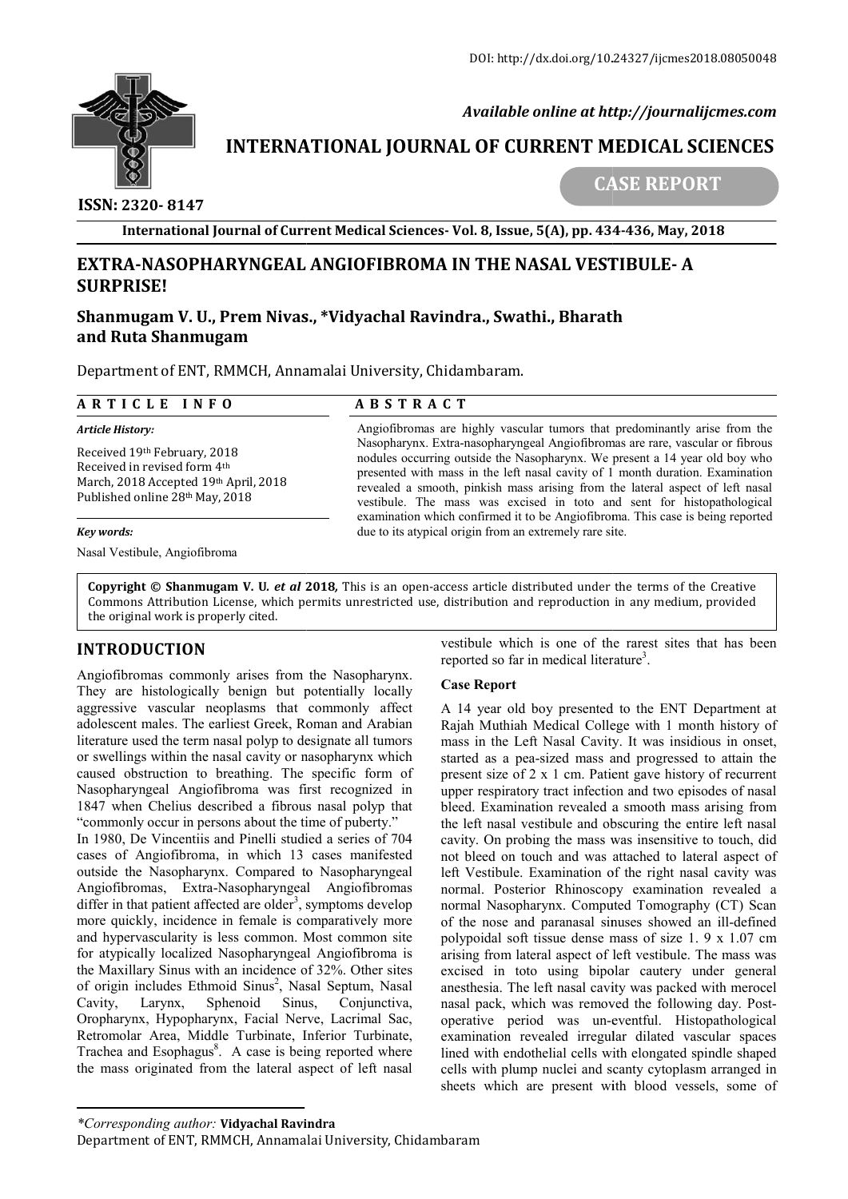# EXTRA-NASOPHARYNGEAL ANGIOFIBROMA IN THE NASAL VESTIBULE- A SURPRISE!

**Shanmugam V. U., Prem Nivas., *Vidyachal Ravindra., Swathi., Bharath and Ruta Shanmugam**

Department of ENT, RMMCH, Annamalai University, Chidambaram.

**ARTICLE INFO**

*Article History:*

Received 19th February, 2018
Received in revised form 4th March, 2018 Accepted 19th April, 2018
Published online 28th May, 2018

*Key words:*

Nasal Vestibule, Angiofibroma

**ABSTRACT**

Angiofibromas are highly vascular tumors that predominantly arise from the Nasopharynx. Extra-nasopharyngeal Angiofibromas are rare, vascular or fibrous nodules occurring outside the Nasopharynx. We present a 14 year old boy who presented with mass in the left nasal cavity of 1 month duration. Examination revealed a smooth, pinkish mass arising from the lateral aspect of left nasal vestibule. The mass was excised in toto and sent for histopathological examination which confirmed it to be Angiofibroma. This case is being reported due to its atypical origin from an extremely rare site.

**Copyright © Shanmugam V. U. *et al* 2018,** This is an open-access article distributed under the terms of the Creative Commons Attribution License, which permits unrestricted use, distribution and reproduction in any medium, provided the original work is properly cited.

## INTRODUCTION

Angiofibromas commonly arises from the Nasopharynx. They are histologically benign but potentially locally aggressive vascular neoplasms that commonly affect adolescent males. The earliest Greek, Roman and Arabian literature used the term nasal polyp to designate all tumors or swellings within the nasal cavity or nasopharynx which caused obstruction to breathing. The specific form of Nasopharyngeal Angiofibroma was first recognized in 1847 when Chelius described a fibrous nasal polyp that "commonly occur in persons about the time of puberty."

In 1980, De Vincentiis and Pinelli studied a series of 704 cases of Angiofibroma, in which 13 cases manifested outside the Nasopharynx. Compared to Nasopharyngeal Angiofibromas, Extra-Nasopharyngeal Angiofibromas differ in that patient affected are older[3], symptoms develop more quickly, incidence in female is comparatively more and hypervascularity is less common. Most common site for atypically localized Nasopharyngeal Angiofibroma is the Maxillary Sinus with an incidence of 32%. Other sites of origin includes Ethmoid Sinus[2], Nasal Septum, Nasal Cavity, Larynx, Sphenoid Sinus, Conjunctiva, Oropharynx, Hypopharynx, Facial Nerve, Lacrimal Sac, Retromolar Area, Middle Turbinate, Inferior Turbinate, Trachea and Esophagus[8]. A case is being reported where the mass originated from the lateral aspect of left nasal vestibule which is one of the rarest sites that has been reported so far in medical literature[3].

### Case Report

A 14 year old boy presented to the ENT Department at Rajah Muthiah Medical College with 1 month history of mass in the Left Nasal Cavity. It was insidious in onset, started as a pea-sized mass and progressed to attain the present size of 2 x 1 cm. Patient gave history of recurrent upper respiratory tract infection and two episodes of nasal bleed. Examination revealed a smooth mass arising from the left nasal vestibule and obscuring the entire left nasal cavity. On probing the mass was insensitive to touch, did not bleed on touch and was attached to lateral aspect of left Vestibule. Examination of the right nasal cavity was normal. Posterior Rhinoscopy examination revealed a normal Nasopharynx. Computed Tomography (CT) Scan of the nose and paranasal sinuses showed an ill-defined polypoidal soft tissue dense mass of size 1. 9 x 1.07 cm arising from lateral aspect of left vestibule. The mass was excised in toto using bipolar cautery under general anesthesia. The left nasal cavity was packed with merocel nasal pack, which was removed the following day. Post-operative period was un-eventful. Histopathological examination revealed irregular dilated vascular spaces lined with endothelial cells with elongated spindle shaped cells with plump nuclei and scanty cytoplasm arranged in sheets which are present with blood vessels, some of

---

*Corresponding author:* **Vidyachal Ravindra**
Department of ENT, RMMCH, Annamalai University, Chidambaram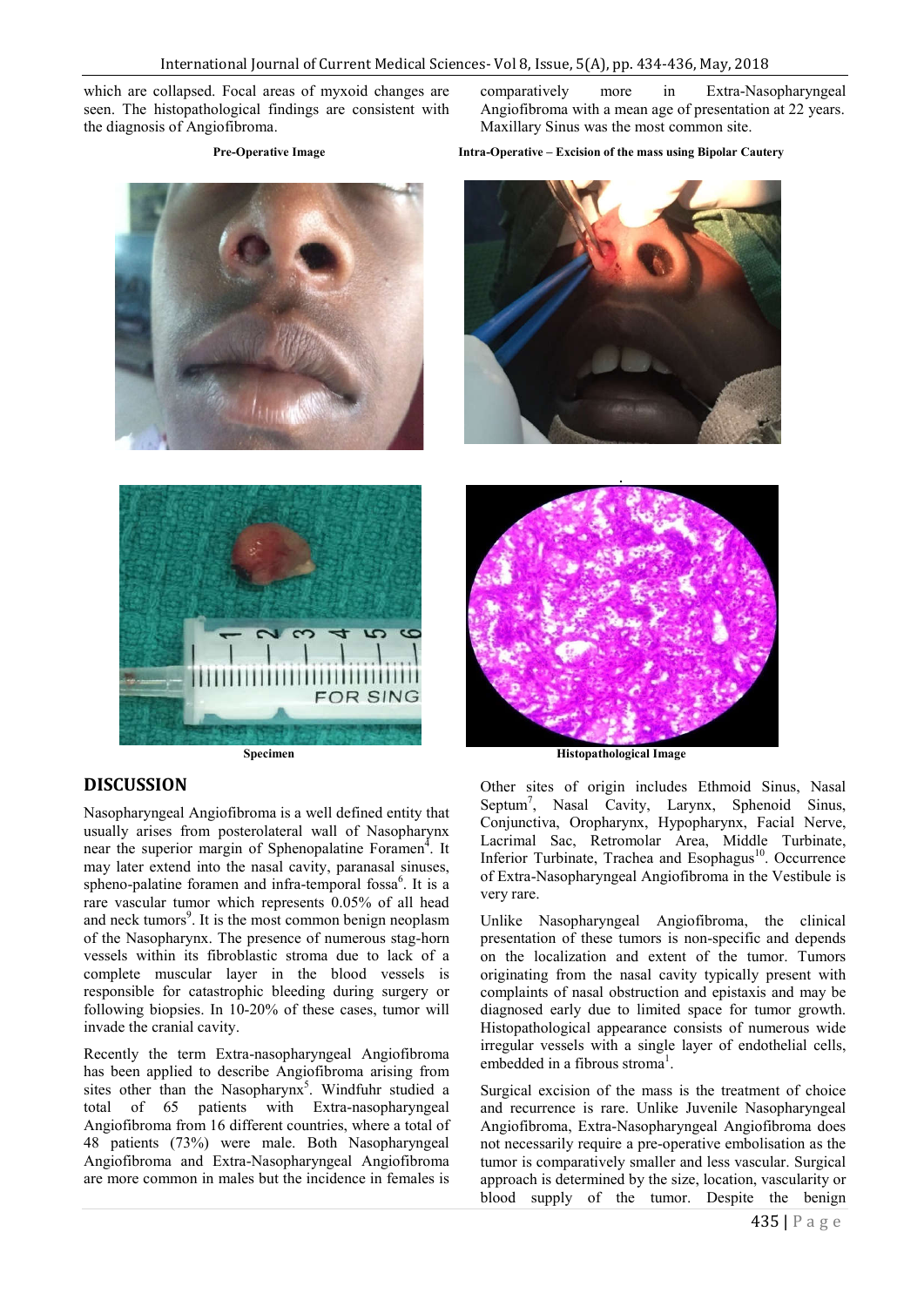which are collapsed. Focal areas of myxoid changes are seen. The histopathological findings are consistent with the diagnosis of Angiofibroma.

**Pre-Operative Image**

**Intra-Operative – Excision of the mass using Bipolar Cautery**

**Specimen**

**Histopathological Image**

## DISCUSSION

Nasopharyngeal Angiofibroma is a well defined entity that usually arises from posterolateral wall of Nasopharynx near the superior margin of Sphenopalatine Foramen[4]. It may later extend into the nasal cavity, paranasal sinuses, spheno-palatine foramen and infra-temporal fossa[6]. It is a rare vascular tumor which represents 0.05% of all head and neck tumors[9]. It is the most common benign neoplasm of the Nasopharynx. The presence of numerous stag-horn vessels within its fibroblastic stroma due to lack of a complete muscular layer in the blood vessels is responsible for catastrophic bleeding during surgery or following biopsies. In 10-20% of these cases, tumor will invade the cranial cavity.

Recently the term Extra-nasopharyngeal Angiofibroma has been applied to describe Angiofibroma arising from sites other than the Nasopharynx[5]. Windfuhr studied a total of 65 patients with Extra-nasopharyngeal Angiofibroma from 16 different countries, where a total of 48 patients (73%) were male. Both Nasopharyngeal Angiofibroma and Extra-Nasopharyngeal Angiofibroma are more common in males but the incidence in females is comparatively more in Extra-Nasopharyngeal Angiofibroma with a mean age of presentation at 22 years. Maxillary Sinus was the most common site.

Other sites of origin includes Ethmoid Sinus, Nasal Septum[7], Nasal Cavity, Larynx, Sphenoid Sinus, Conjunctiva, Oropharynx, Hypopharynx, Facial Nerve, Lacrimal Sac, Retromolar Area, Middle Turbinate, Inferior Turbinate, Trachea and Esophagus[10]. Occurrence of Extra-Nasopharyngeal Angiofibroma in the Vestibule is very rare.

Unlike Nasopharyngeal Angiofibroma, the clinical presentation of these tumors is non-specific and depends on the localization and extent of the tumor. Tumors originating from the nasal cavity typically present with complaints of nasal obstruction and epistaxis and may be diagnosed early due to limited space for tumor growth. Histopathological appearance consists of numerous wide irregular vessels with a single layer of endothelial cells, embedded in a fibrous stroma[1].

Surgical excision of the mass is the treatment of choice and recurrence is rare. Unlike Juvenile Nasopharyngeal Angiofibroma, Extra-Nasopharyngeal Angiofibroma does not necessarily require a pre-operative embolisation as the tumor is comparatively smaller and less vascular. Surgical approach is determined by the size, location, vascularity or blood supply of the tumor. Despite the benign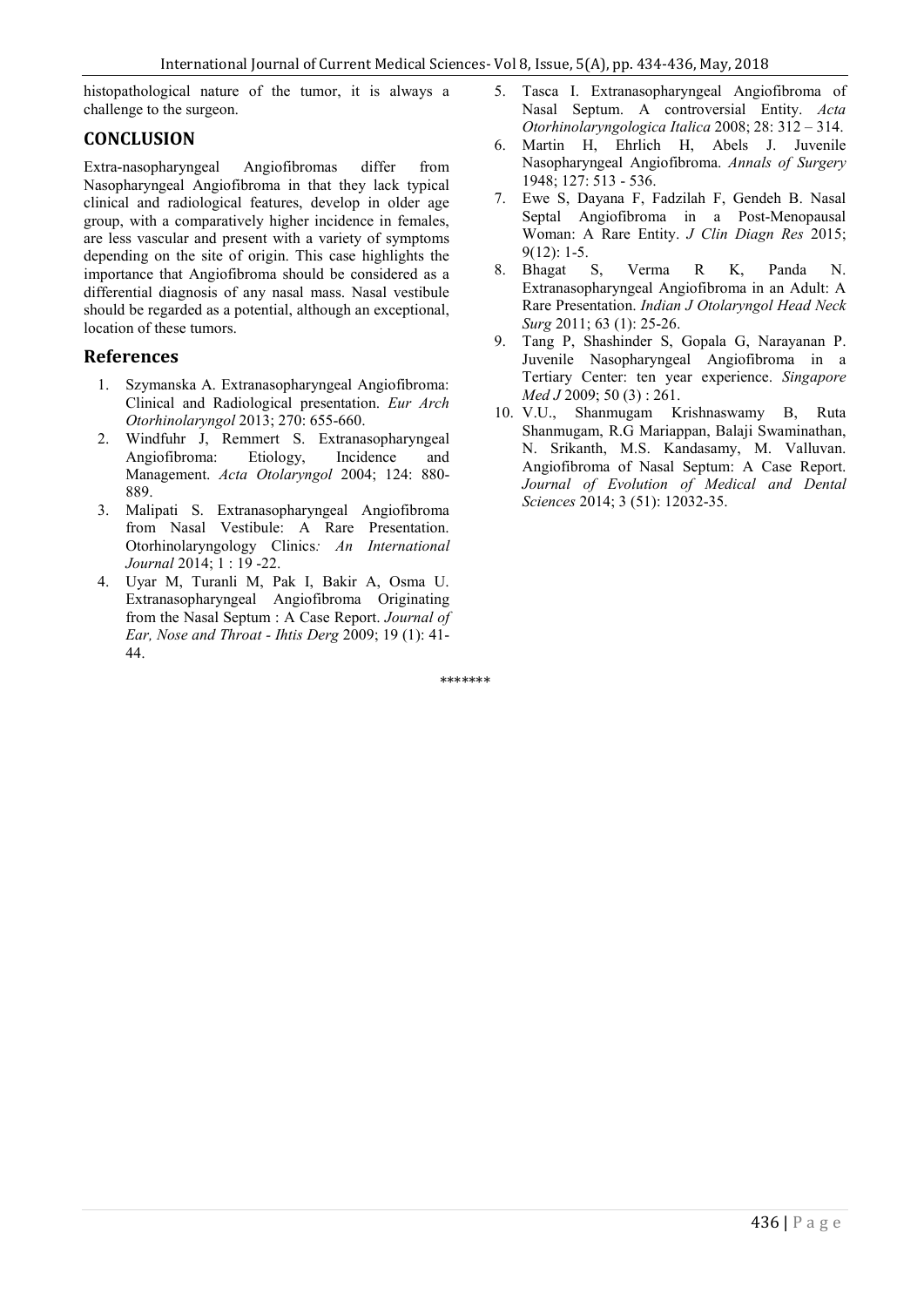histopathological nature of the tumor, it is always a challenge to the surgeon.

## CONCLUSION

Extra-nasopharyngeal Angiofibromas differ from Nasopharyngeal Angiofibroma in that they lack typical clinical and radiological features, develop in older age group, with a comparatively higher incidence in females, are less vascular and present with a variety of symptoms depending on the site of origin. This case highlights the importance that Angiofibroma should be considered as a differential diagnosis of any nasal mass. Nasal vestibule should be regarded as a potential, although an exceptional, location of these tumors.

## References

1. Szymanska A. Extranasopharyngeal Angiofibroma: Clinical and Radiological presentation. *Eur Arch Otorhinolaryngol* 2013; 270: 655-660.
2. Windfuhr J, Remmert S. Extranasopharyngeal Angiofibroma: Etiology, Incidence and Management. *Acta Otolaryngol* 2004; 124: 880-889.
3. Malipati S. Extranasopharyngeal Angiofibroma from Nasal Vestibule: A Rare Presentation. Otorhinolaryngology Clinics*: An International Journal* 2014; 1 : 19 -22.
4. Uyar M, Turanli M, Pak I, Bakir A, Osma U. Extranasopharyngeal Angiofibroma Originating from the Nasal Septum : A Case Report. *Journal of Ear, Nose and Throat - Ihtis Derg* 2009; 19 (1): 41-44.
5. Tasca I. Extranasopharyngeal Angiofibroma of Nasal Septum. A controversial Entity. *Acta Otorhinolaryngologica Italica* 2008; 28: 312 – 314.
6. Martin H, Ehrlich H, Abels J. Juvenile Nasopharyngeal Angiofibroma. *Annals of Surgery* 1948; 127: 513 - 536.
7. Ewe S, Dayana F, Fadzilah F, Gendeh B. Nasal Septal Angiofibroma in a Post-Menopausal Woman: A Rare Entity. *J Clin Diagn Res* 2015; 9(12): 1-5.
8. Bhagat S, Verma R K, Panda N. Extranasopharyngeal Angiofibroma in an Adult: A Rare Presentation. *Indian J Otolaryngol Head Neck Surg* 2011; 63 (1): 25-26.
9. Tang P, Shashinder S, Gopala G, Narayanan P. Juvenile Nasopharyngeal Angiofibroma in a Tertiary Center: ten year experience. *Singapore Med J* 2009; 50 (3) : 261.
10. V.U., Shanmugam Krishnaswamy B, Ruta Shanmugam, R.G Mariappan, Balaji Swaminathan, N. Srikanth, M.S. Kandasamy, M. Valluvan. Angiofibroma of Nasal Septum: A Case Report. *Journal of Evolution of Medical and Dental Sciences* 2014; 3 (51): 12032-35.

*******